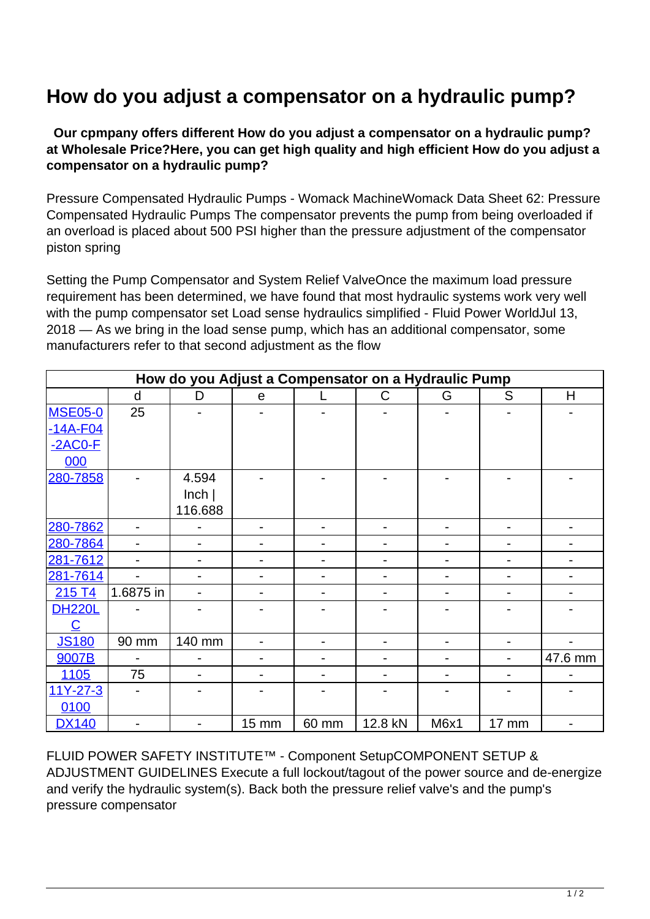# How do you adjust a compensator on a hydraulic pump?

**Our cpmpany offers different How do you adjust a compensator on a hydraulic pump? at Wholesale Price?Here, you can get high quality and high efficient How do you adjust a compensator on a hydraulic pump?**

Pressure Compensated Hydraulic Pumps - Womack MachineWomack Data Sheet 62: Pressure Compensated Hydraulic Pumps The compensator prevents the pump from being overloaded if an overload is placed about 500 PSI higher than the pressure adjustment of the compensator piston spring

Setting the Pump Compensator and System Relief ValveOnce the maximum load pressure requirement has been determined, we have found that most hydraulic systems work very well with the pump compensator set Load sense hydraulics simplified - Fluid Power WorldJul 13, 2018 — As we bring in the load sense pump, which has an additional compensator, some manufacturers refer to that second adjustment as the flow

| How do you Adjust a Compensator on a Hydraulic Pump | | | | | | | | |
|---|---|---|---|---|---|---|---|---|
| | d | D | e | L | C | G | S | H |
| MSE05-0-14A-F04-2AC0-F000 | 25 | - | - | - | - | - | - | - |
| 280-7858 | - | 4.594 Inch \| 116.688 | - | - | - | - | - | - |
| 280-7862 | - | - | - | - | - | - | - | - |
| 280-7864 | - | - | - | - | - | - | - | - |
| 281-7612 | - | - | - | - | - | - | - | - |
| 281-7614 | - | - | - | - | - | - | - | - |
| 215 T4 | 1.6875 in | - | - | - | - | - | - | - |
| DH220LC | - | - | - | - | - | - | - | - |
| JS180 | 90 mm | 140 mm | - | - | - | - | - | - |
| 9007B | - | - | - | - | - | - | - | 47.6 mm |
| 1105 | 75 | - | - | - | - | - | - | - |
| 11Y-27-30100 | - | - | - | - | - | - | - | - |
| DX140 | - | - | 15 mm | 60 mm | 12.8 kN | M6x1 | 17 mm | - |

FLUID POWER SAFETY INSTITUTE™ - Component SetupCOMPONENT SETUP & ADJUSTMENT GUIDELINES Execute a full lockout/tagout of the power source and de-energize and verify the hydraulic system(s). Back both the pressure relief valve's and the pump's pressure compensator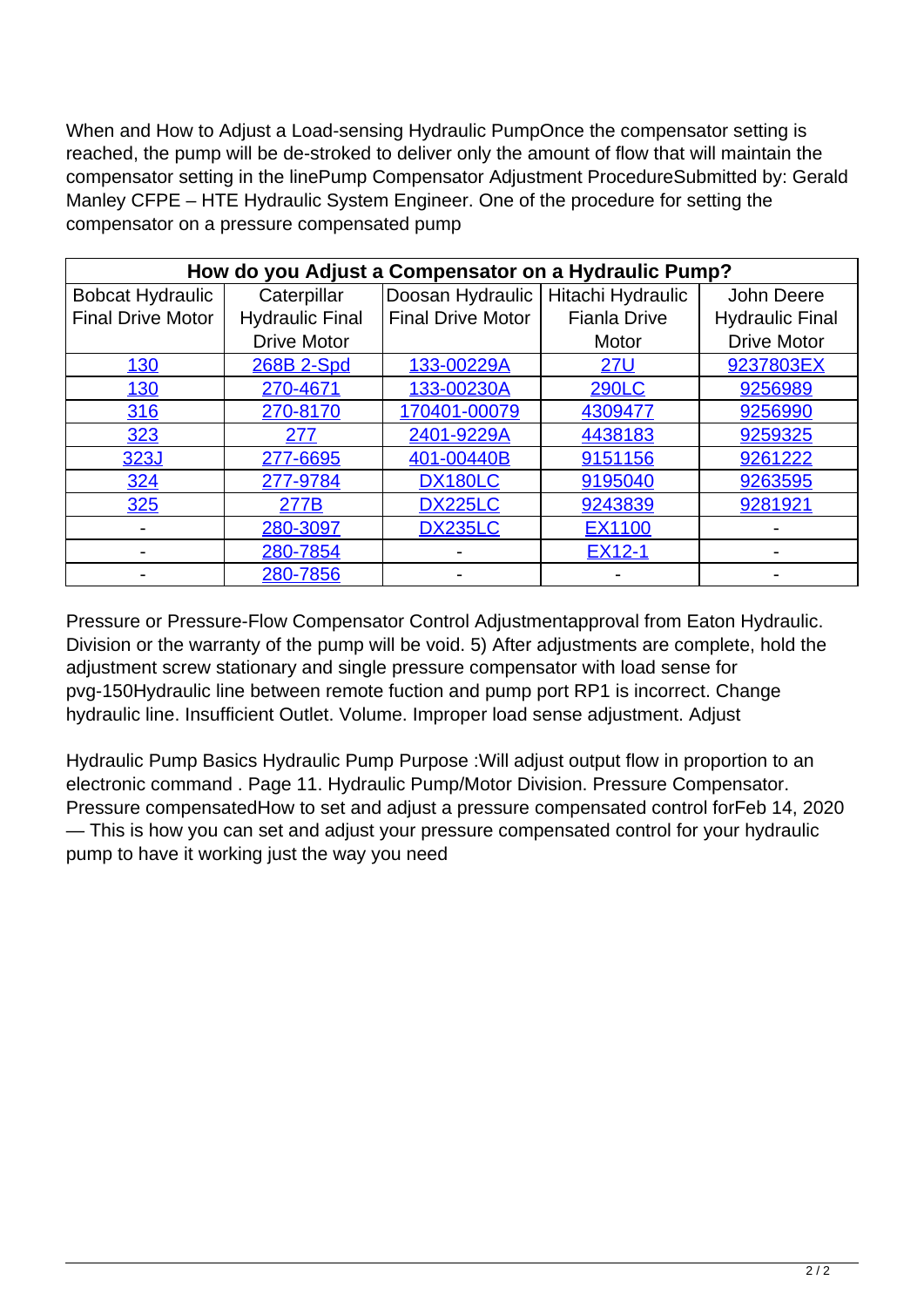When and How to Adjust a Load-sensing Hydraulic PumpOnce the compensator setting is reached, the pump will be de-stroked to deliver only the amount of flow that will maintain the compensator setting in the linePump Compensator Adjustment ProcedureSubmitted by: Gerald Manley CFPE – HTE Hydraulic System Engineer. One of the procedure for setting the compensator on a pressure compensated pump

| How do you Adjust a Compensator on a Hydraulic Pump? | | | | |
|---|---|---|---|---|
| Bobcat Hydraulic Final Drive Motor | Caterpillar Hydraulic Final Drive Motor | Doosan Hydraulic Final Drive Motor | Hitachi Hydraulic Fianla Drive Motor | John Deere Hydraulic Final Drive Motor |
| 130 | 268B 2-Spd | 133-00229A | 27U | 9237803EX |
| 130 | 270-4671 | 133-00230A | 290LC | 9256989 |
| 316 | 270-8170 | 170401-00079 | 4309477 | 9256990 |
| 323 | 277 | 2401-9229A | 4438183 | 9259325 |
| 323J | 277-6695 | 401-00440B | 9151156 | 9261222 |
| 324 | 277-9784 | DX180LC | 9195040 | 9263595 |
| 325 | 277B | DX225LC | 9243839 | 9281921 |
| - | 280-3097 | DX235LC | EX1100 | - |
| - | 280-7854 | - | EX12-1 | - |
| - | 280-7856 | - | - | - |

Pressure or Pressure-Flow Compensator Control Adjustmentapproval from Eaton Hydraulic. Division or the warranty of the pump will be void. 5) After adjustments are complete, hold the adjustment screw stationary and single pressure compensator with load sense for pvg-150Hydraulic line between remote fuction and pump port RP1 is incorrect. Change hydraulic line. Insufficient Outlet. Volume. Improper load sense adjustment. Adjust

Hydraulic Pump Basics Hydraulic Pump Purpose :Will adjust output flow in proportion to an electronic command . Page 11. Hydraulic Pump/Motor Division. Pressure Compensator. Pressure compensatedHow to set and adjust a pressure compensated control forFeb 14, 2020 — This is how you can set and adjust your pressure compensated control for your hydraulic pump to have it working just the way you need